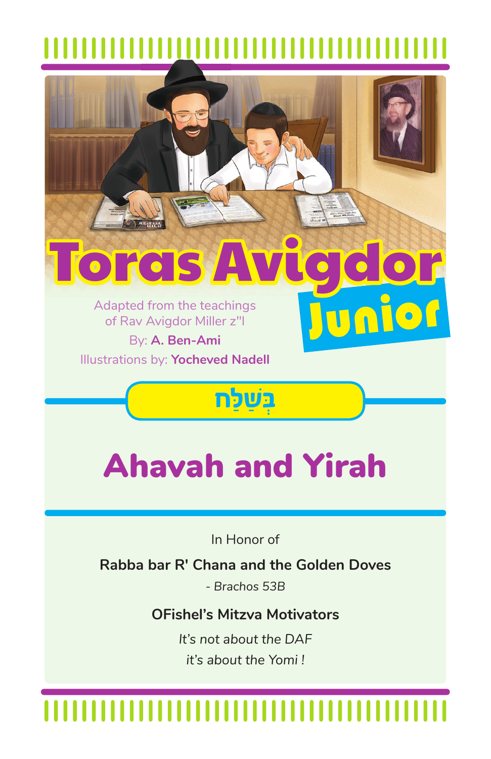# Toras Avigdor Junior

Adapted from the teachings of Rav Avigdor Miller z"l

By: **A. Ben-Ami**

Illustrations by: **Yocheved Nadell**

## בְּשַׁלַּח

# Ahavah and Yirah

In Honor of

**Rabba bar R' Chana and the Golden Doves**

*- Brachos 53B*

**OFishel's Mitzva Motivators**

*It's not about the DAF*

*it's about the Yomi !*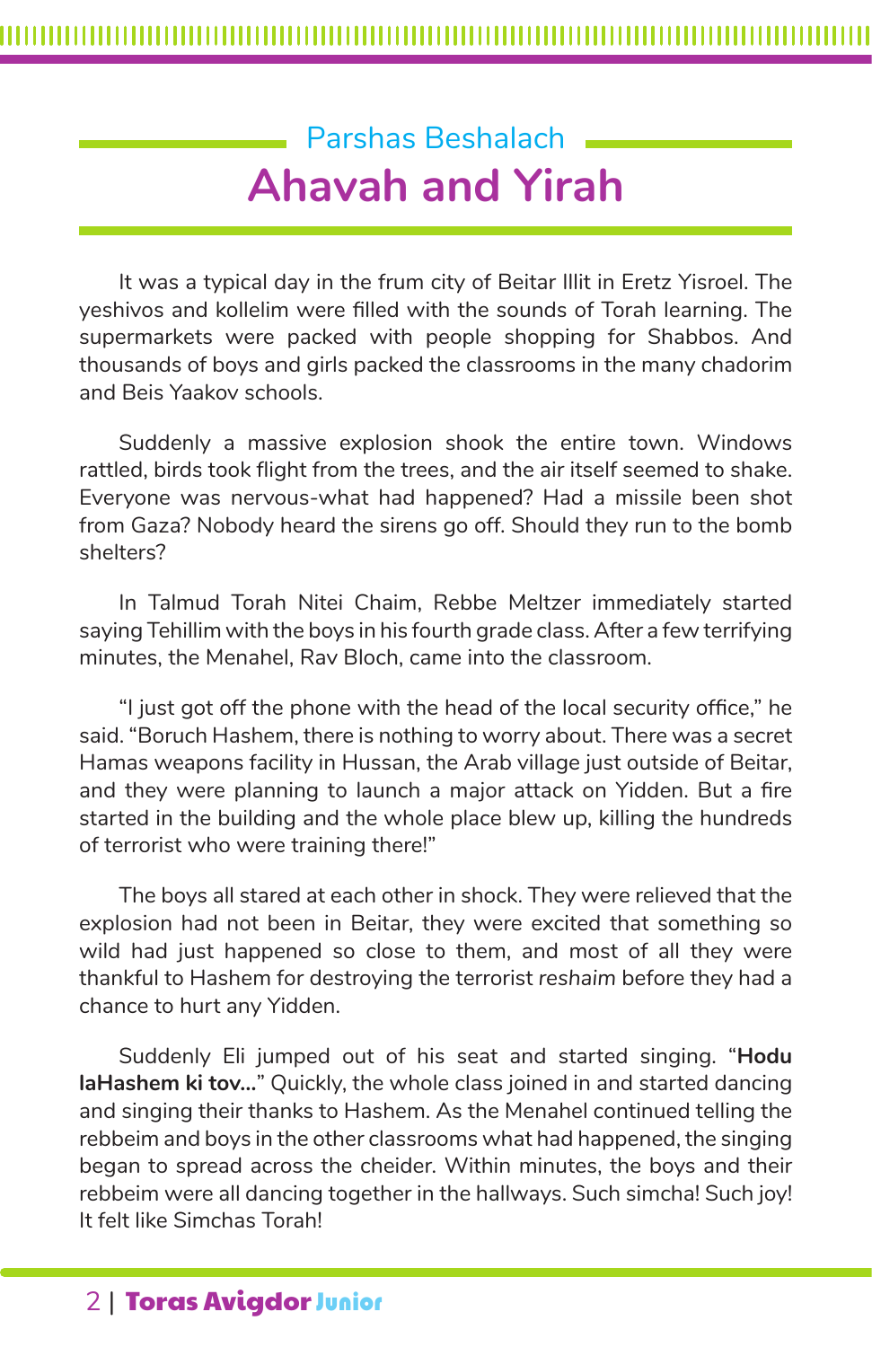### Parshas Beshalach

# Ahavah and Yirah

It was a typical day in the frum city of Beitar Illit in Eretz Yisroel. The yeshivos and kollelim were filled with the sounds of Torah learning. The supermarkets were packed with people shopping for Shabbos. And thousands of boys and girls packed the classrooms in the many chadorim and Beis Yaakov schools.

Suddenly a massive explosion shook the entire town. Windows rattled, birds took flight from the trees, and the air itself seemed to shake. Everyone was nervous-what had happened? Had a missile been shot from Gaza? Nobody heard the sirens go off. Should they run to the bomb shelters?

In Talmud Torah Nitei Chaim, Rebbe Meltzer immediately started saying Tehillim with the boys in his fourth grade class. After a few terrifying minutes, the Menahel, Rav Bloch, came into the classroom.

"I just got off the phone with the head of the local security office," he said. "Boruch Hashem, there is nothing to worry about. There was a secret Hamas weapons facility in Hussan, the Arab village just outside of Beitar, and they were planning to launch a major attack on Yidden. But a fire started in the building and the whole place blew up, killing the hundreds of terrorist who were training there!"

The boys all stared at each other in shock. They were relieved that the explosion had not been in Beitar, they were excited that something so wild had just happened so close to them, and most of all they were thankful to Hashem for destroying the terrorist *reshaim* before they had a chance to hurt any Yidden.

Suddenly Eli jumped out of his seat and started singing. "**Hodu laHashem ki tov...**" Quickly, the whole class joined in and started dancing and singing their thanks to Hashem. As the Menahel continued telling the rebbeim and boys in the other classrooms what had happened, the singing began to spread across the cheider. Within minutes, the boys and their rebbeim were all dancing together in the hallways. Such simcha! Such joy! It felt like Simchas Torah!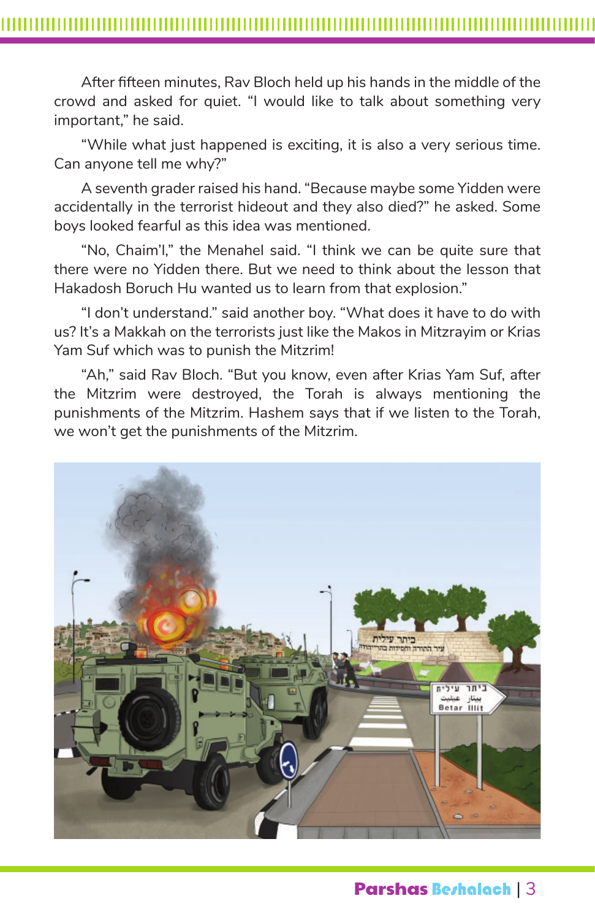After fifteen minutes, Rav Bloch held up his hands in the middle of the crowd and asked for quiet. "I would like to talk about something very important," he said.

"While what just happened is exciting, it is also a very serious time. Can anyone tell me why?"

A seventh grader raised his hand. "Because maybe some Yidden were accidentally in the terrorist hideout and they also died?" he asked. Some boys looked fearful as this idea was mentioned.

"No, Chaim'l," the Menahel said. "I think we can be quite sure that there were no Yidden there. But we need to think about the lesson that Hakadosh Boruch Hu wanted us to learn from that explosion."

"I don't understand." said another boy. "What does it have to do with us? It's a Makkah on the terrorists just like the Makos in Mitzrayim or Krias Yam Suf which was to punish the Mitzrim!

"Ah," said Rav Bloch. "But you know, even after Krias Yam Suf, after the Mitzrim were destroyed, the Torah is always mentioning the punishments of the Mitzrim. Hashem says that if we listen to the Torah, we won't get the punishments of the Mitzrim.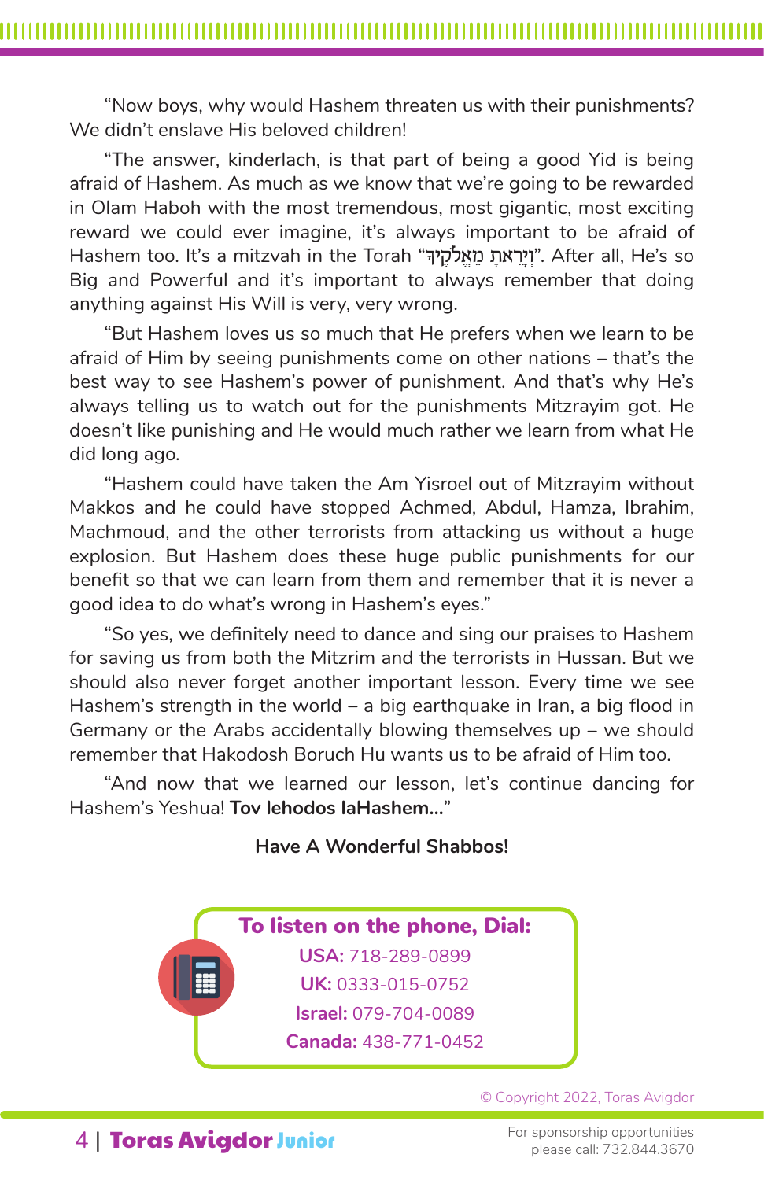"Now boys, why would Hashem threaten us with their punishments? We didn't enslave His beloved children!

"The answer, kinderlach, is that part of being a good Yid is being afraid of Hashem. As much as we know that we're going to be rewarded in Olam Haboh with the most tremendous, most gigantic, most exciting reward we could ever imagine, it's always important to be afraid of Hashem too. It's a mitzvah in the Torah "וְיָרֵאתָ מֵאֱלֹקֶיךָ". After all, He's so Big and Powerful and it's important to always remember that doing anything against His Will is very, very wrong.

"But Hashem loves us so much that He prefers when we learn to be afraid of Him by seeing punishments come on other nations – that's the best way to see Hashem's power of punishment. And that's why He's always telling us to watch out for the punishments Mitzrayim got. He doesn't like punishing and He would much rather we learn from what He did long ago.

"Hashem could have taken the Am Yisroel out of Mitzrayim without Makkos and he could have stopped Achmed, Abdul, Hamza, Ibrahim, Machmoud, and the other terrorists from attacking us without a huge explosion. But Hashem does these huge public punishments for our benefit so that we can learn from them and remember that it is never a good idea to do what's wrong in Hashem's eyes."

"So yes, we definitely need to dance and sing our praises to Hashem for saving us from both the Mitzrim and the terrorists in Hussan. But we should also never forget another important lesson. Every time we see Hashem's strength in the world – a big earthquake in Iran, a big flood in Germany or the Arabs accidentally blowing themselves up – we should remember that Hakodosh Boruch Hu wants us to be afraid of Him too.

"And now that we learned our lesson, let's continue dancing for Hashem's Yeshua! **Tov lehodos laHashem...**"

**Have A Wonderful Shabbos!**

**To listen on the phone, Dial:**

**USA:** 718-289-0899

**UK:** 0333-015-0752

**Israel:** 079-704-0089

**Canada:** 438-771-0452

© Copyright 2022, Toras Avigdor

For sponsorship opportunities please call: 732.844.3670